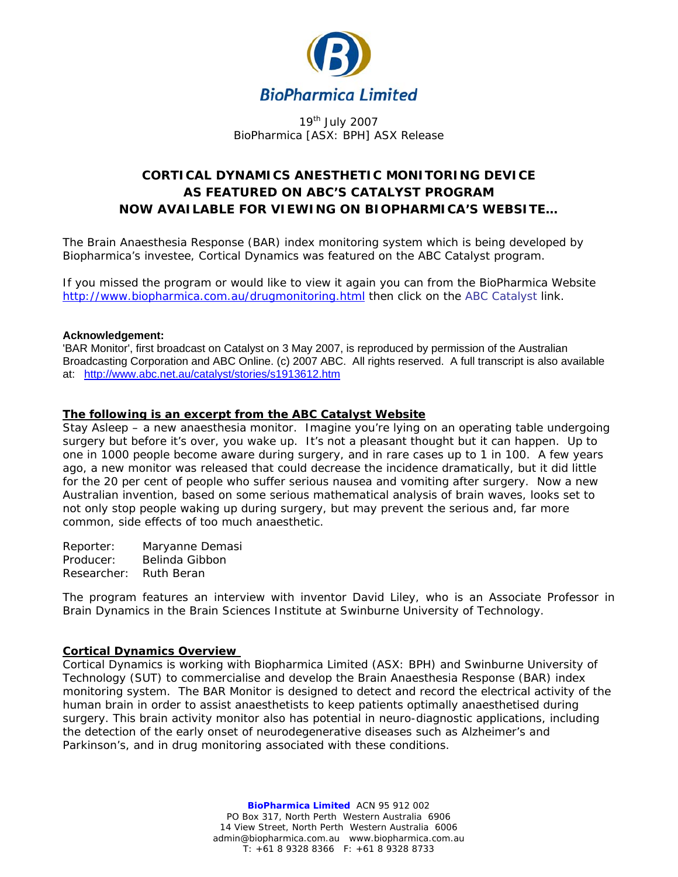BioPharmica Limited

19th July 2007
BioPharmica [ASX: BPH] ASX Release

# CORTICAL DYNAMICS ANESTHETIC MONITORING DEVICE AS FEATURED ON ABC'S CATALYST PROGRAM NOW AVAILABLE FOR VIEWING ON BIOPHARMICA'S WEBSITE…

The Brain Anaesthesia Response (BAR) index monitoring system which is being developed by Biopharmica's investee, Cortical Dynamics was featured on the ABC Catalyst program.

If you missed the program or would like to view it again you can from the BioPharmica Website http://www.biopharmica.com.au/drugmonitoring.html then click on the ABC Catalyst link.

**Acknowledgement:**
'BAR Monitor', first broadcast on Catalyst on 3 May 2007, is reproduced by permission of the Australian Broadcasting Corporation and ABC Online. (c) 2007 ABC. All rights reserved. A full transcript is also available at: http://www.abc.net.au/catalyst/stories/s1913612.htm

## The following is an excerpt from the ABC Catalyst Website

Stay Asleep – a new anaesthesia monitor. Imagine you're lying on an operating table undergoing surgery but before it's over, you wake up. It's not a pleasant thought but it can happen. Up to one in 1000 people become aware during surgery, and in rare cases up to 1 in 100. A few years ago, a new monitor was released that could decrease the incidence dramatically, but it did little for the 20 per cent of people who suffer serious nausea and vomiting after surgery. Now a new Australian invention, based on some serious mathematical analysis of brain waves, looks set to not only stop people waking up during surgery, but may prevent the serious and, far more common, side effects of too much anaesthetic.

Reporter: Maryanne Demasi
Producer: Belinda Gibbon
Researcher: Ruth Beran

The program features an interview with inventor David Liley, who is an Associate Professor in Brain Dynamics in the Brain Sciences Institute at Swinburne University of Technology.

## Cortical Dynamics Overview

Cortical Dynamics is working with Biopharmica Limited (ASX: BPH) and Swinburne University of Technology (SUT) to commercialise and develop the Brain Anaesthesia Response (BAR) index monitoring system. The BAR Monitor is designed to detect and record the electrical activity of the human brain in order to assist anaesthetists to keep patients optimally anaesthetised during surgery. This brain activity monitor also has potential in neuro-diagnostic applications, including the detection of the early onset of neurodegenerative diseases such as Alzheimer's and Parkinson's, and in drug monitoring associated with these conditions.

**BioPharmica Limited** ACN 95 912 002
PO Box 317, North Perth Western Australia 6906
14 View Street, North Perth Western Australia 6006
admin@biopharmica.com.au www.biopharmica.com.au
T: +61 8 9328 8366 F: +61 8 9328 8733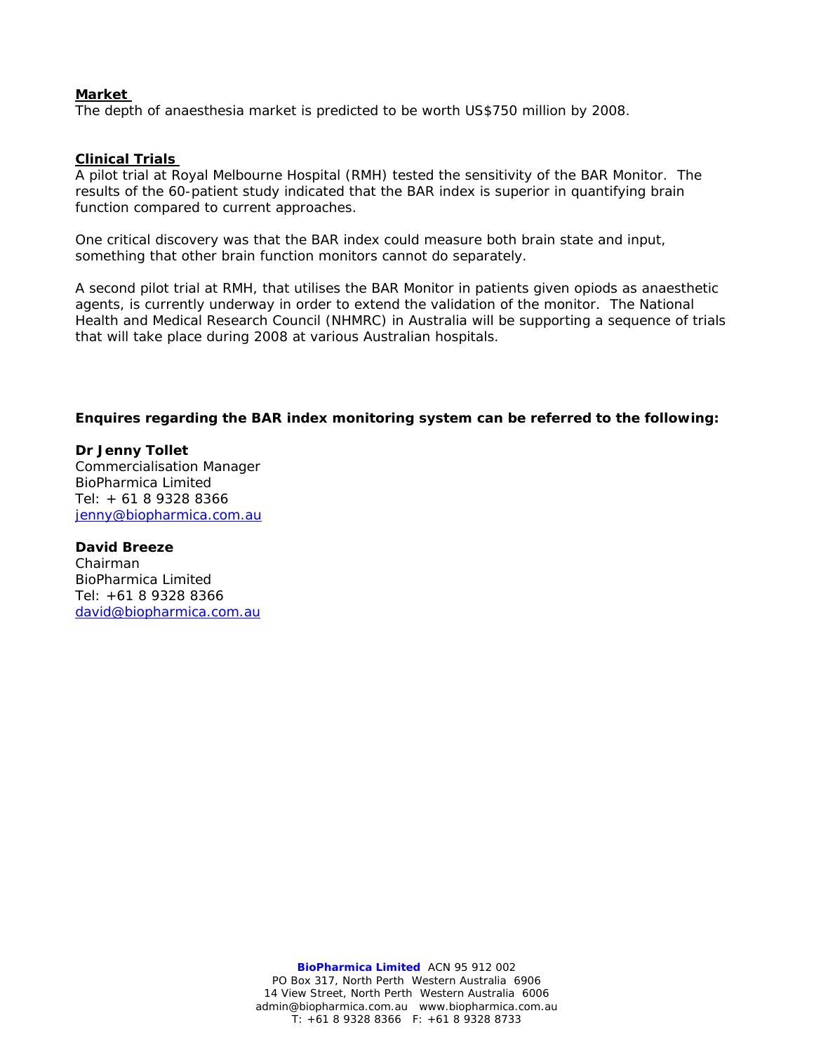**Market**

The depth of anaesthesia market is predicted to be worth US$750 million by 2008.

**Clinical Trials**

A pilot trial at Royal Melbourne Hospital (RMH) tested the sensitivity of the BAR Monitor. The results of the 60-patient study indicated that the BAR index is superior in quantifying brain function compared to current approaches.

One critical discovery was that the BAR index could measure both brain state and input, something that other brain function monitors cannot do separately.

A second pilot trial at RMH, that utilises the BAR Monitor in patients given opiods as anaesthetic agents, is currently underway in order to extend the validation of the monitor. The National Health and Medical Research Council (NHMRC) in Australia will be supporting a sequence of trials that will take place during 2008 at various Australian hospitals.

**Enquires regarding the BAR index monitoring system can be referred to the following:**

**Dr Jenny Tollet**
Commercialisation Manager
BioPharmica Limited
Tel: + 61 8 9328 8366
jenny@biopharmica.com.au

**David Breeze**
Chairman
BioPharmica Limited
Tel: +61 8 9328 8366
david@biopharmica.com.au

**BioPharmica Limited** ACN 95 912 002
PO Box 317, North Perth Western Australia 6906
14 View Street, North Perth Western Australia 6006
admin@biopharmica.com.au www.biopharmica.com.au
T: +61 8 9328 8366 F: +61 8 9328 8733